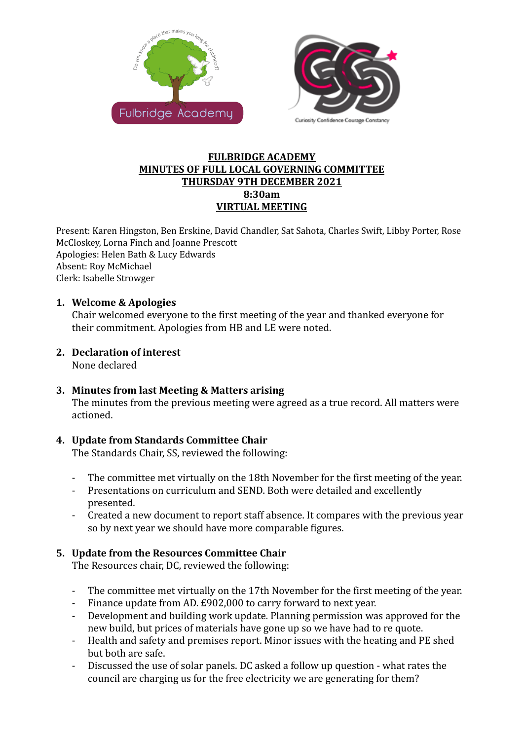**FULBRIDGE ACADEMY**
**MINUTES OF FULL LOCAL GOVERNING COMMITTEE**
**THURSDAY 9TH DECEMBER 2021**
**8:30am**
**VIRTUAL MEETING**

Present: Karen Hingston, Ben Erskine, David Chandler, Sat Sahota, Charles Swift, Libby Porter, Rose McCloskey, Lorna Finch and Joanne Prescott
Apologies: Helen Bath & Lucy Edwards
Absent: Roy McMichael
Clerk: Isabelle Strowger

1. **Welcome & Apologies**
   Chair welcomed everyone to the first meeting of the year and thanked everyone for their commitment. Apologies from HB and LE were noted.

2. **Declaration of interest**
   None declared

3. **Minutes from last Meeting & Matters arising**
   The minutes from the previous meeting were agreed as a true record. All matters were actioned.

4. **Update from Standards Committee Chair**
   The Standards Chair, SS, reviewed the following:

   - The committee met virtually on the 18th November for the first meeting of the year.
   - Presentations on curriculum and SEND. Both were detailed and excellently presented.
   - Created a new document to report staff absence. It compares with the previous year so by next year we should have more comparable figures.

5. **Update from the Resources Committee Chair**
   The Resources chair, DC, reviewed the following:

   - The committee met virtually on the 17th November for the first meeting of the year.
   - Finance update from AD. £902,000 to carry forward to next year.
   - Development and building work update. Planning permission was approved for the new build, but prices of materials have gone up so we have had to re quote.
   - Health and safety and premises report. Minor issues with the heating and PE shed but both are safe.
   - Discussed the use of solar panels. DC asked a follow up question - what rates the council are charging us for the free electricity we are generating for them?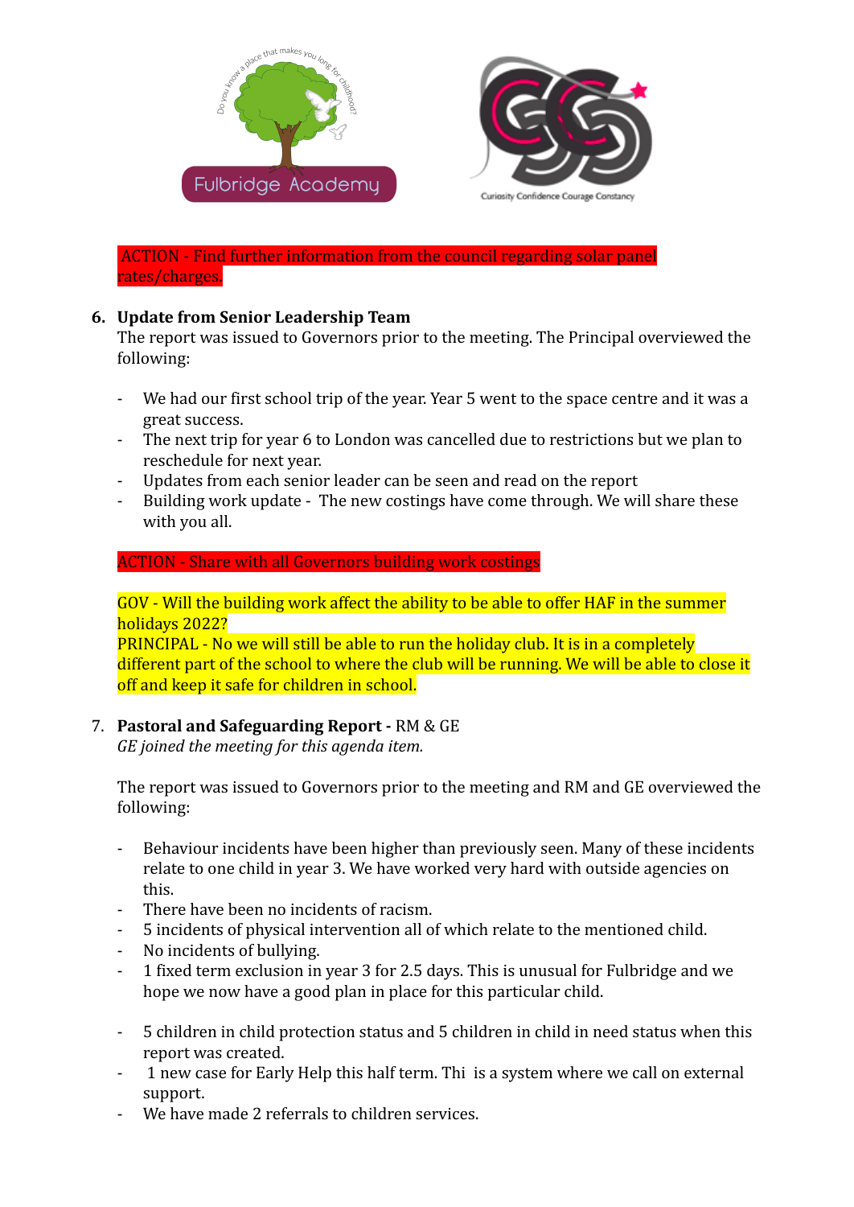ACTION - Find further information from the council regarding solar panel rates/charges.

6. **Update from Senior Leadership Team**
   The report was issued to Governors prior to the meeting. The Principal overviewed the following:

   - We had our first school trip of the year. Year 5 went to the space centre and it was a great success.
   - The next trip for year 6 to London was cancelled due to restrictions but we plan to reschedule for next year.
   - Updates from each senior leader can be seen and read on the report
   - Building work update - The new costings have come through. We will share these with you all.

   ACTION - Share with all Governors building work costings

   GOV - Will the building work affect the ability to be able to offer HAF in the summer holidays 2022?
   PRINCIPAL - No we will still be able to run the holiday club. It is in a completely different part of the school to where the club will be running. We will be able to close it off and keep it safe for children in school.

7. **Pastoral and Safeguarding Report -** RM & GE
   *GE joined the meeting for this agenda item.*

   The report was issued to Governors prior to the meeting and RM and GE overviewed the following:

   - Behaviour incidents have been higher than previously seen. Many of these incidents relate to one child in year 3. We have worked very hard with outside agencies on this.
   - There have been no incidents of racism.
   - 5 incidents of physical intervention all of which relate to the mentioned child.
   - No incidents of bullying.
   - 1 fixed term exclusion in year 3 for 2.5 days. This is unusual for Fulbridge and we hope we now have a good plan in place for this particular child.

   - 5 children in child protection status and 5 children in child in need status when this report was created.
   - 1 new case for Early Help this half term. Thi is a system where we call on external support.
   - We have made 2 referrals to children services.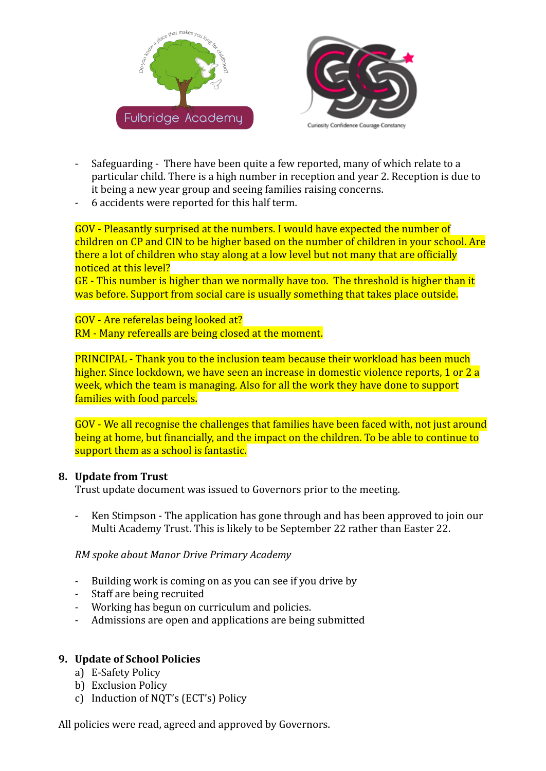- Safeguarding - There have been quite a few reported, many of which relate to a particular child. There is a high number in reception and year 2. Reception is due to it being a new year group and seeing families raising concerns.
- 6 accidents were reported for this half term.

GOV - Pleasantly surprised at the numbers. I would have expected the number of children on CP and CIN to be higher based on the number of children in your school. Are there a lot of children who stay along at a low level but not many that are officially noticed at this level?
GE - This number is higher than we normally have too. The threshold is higher than it was before. Support from social care is usually something that takes place outside.

GOV - Are referelas being looked at?
RM - Many referealls are being closed at the moment.

PRINCIPAL - Thank you to the inclusion team because their workload has been much higher. Since lockdown, we have seen an increase in domestic violence reports, 1 or 2 a week, which the team is managing. Also for all the work they have done to support families with food parcels.

GOV - We all recognise the challenges that families have been faced with, not just around being at home, but financially, and the impact on the children. To be able to continue to support them as a school is fantastic.

**8. Update from Trust**

Trust update document was issued to Governors prior to the meeting.

- Ken Stimpson - The application has gone through and has been approved to join our Multi Academy Trust. This is likely to be September 22 rather than Easter 22.

*RM spoke about Manor Drive Primary Academy*

- Building work is coming on as you can see if you drive by
- Staff are being recruited
- Working has begun on curriculum and policies.
- Admissions are open and applications are being submitted

**9. Update of School Policies**

a) E-Safety Policy
b) Exclusion Policy
c) Induction of NQT's (ECT's) Policy

All policies were read, agreed and approved by Governors.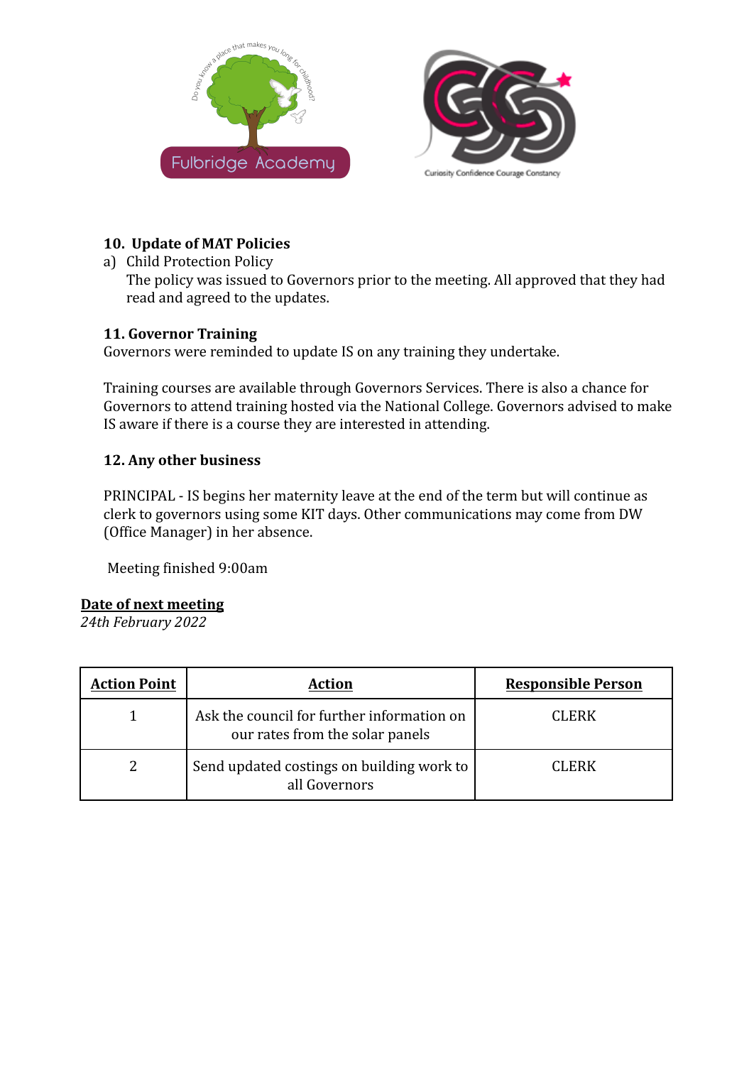**10. Update of MAT Policies**

a) Child Protection Policy
The policy was issued to Governors prior to the meeting. All approved that they had read and agreed to the updates.

**11. Governor Training**

Governors were reminded to update IS on any training they undertake.

Training courses are available through Governors Services. There is also a chance for Governors to attend training hosted via the National College. Governors advised to make IS aware if there is a course they are interested in attending.

**12. Any other business**

PRINCIPAL - IS begins her maternity leave at the end of the term but will continue as clerk to governors using some KIT days. Other communications may come from DW (Office Manager) in her absence.

Meeting finished 9:00am

**Date of next meeting**

*24th February 2022*

| Action Point | Action | Responsible Person |
|---|---|---|
| 1 | Ask the council for further information on our rates from the solar panels | CLERK |
| 2 | Send updated costings on building work to all Governors | CLERK |